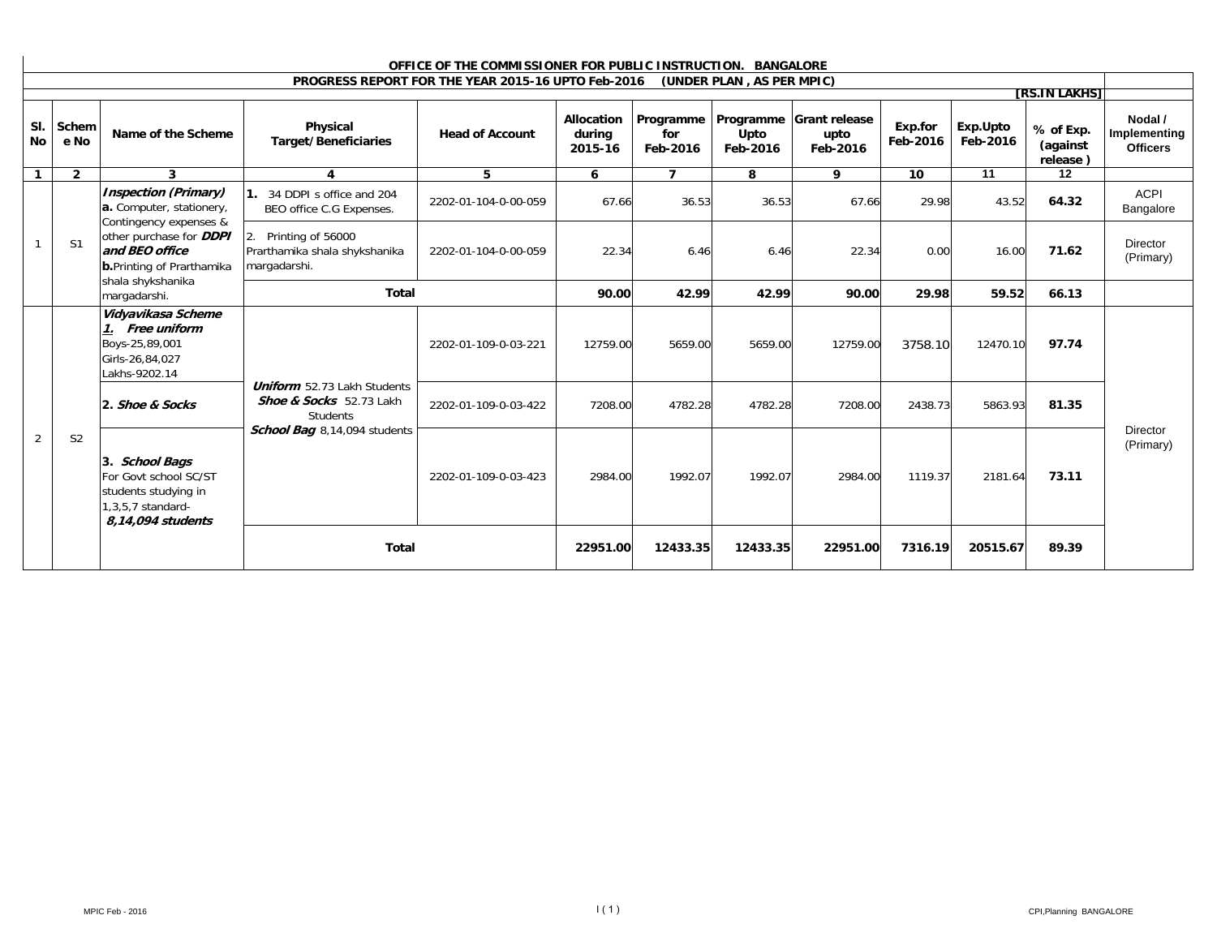**OFFICE OF THE COMMISSIONER FOR PUBLIC INSTRUCTION. BANGALORE**

**PROGRESS REPORT FOR THE YEAR 2015-16 UPTO Feb-2016 (UNDER PLAN , AS PER MPIC)**

**[RS.IN LAKHS]**

| Sl. No | Scheme No | Name of the Scheme | Physical Target/Beneficiaries | Head of Account | Allocation during 2015-16 | Programme for Feb-2016 | Programme Upto Feb-2016 | Grant release upto Feb-2016 | Exp.for Feb-2016 | Exp.Upto Feb-2016 | % of Exp. (against release ) | Nodal / Implementing Officers |
|---|---|---|---|---|---|---|---|---|---|---|---|---|
| 1 | 2 | 3 | 4 | 5 | 6 | 7 | 8 | 9 | 10 | 11 | 12 | |
| 1 | S1 | ***Inspection (Primary)*** **a.** Computer, stationery, Contingency expenses & other purchase for ***DDPI and BEO office*** **b.** Printing of Prarthamika shala shykshanika margadarshi. | **1.** 34 DDPI s office and 204 BEO office C.G Expenses. | 2202-01-104-0-00-059 | 67.66 | 36.53 | 36.53 | 67.66 | 29.98 | 43.52 | **64.32** | ACPI Bangalore |
| | | | 2. Printing of 56000 Prarthamika shala shykshanika margadarshi. | 2202-01-104-0-00-059 | 22.34 | 6.46 | 6.46 | 22.34 | 0.00 | 16.00 | **71.62** | Director (Primary) |
| | | | **Total** | | **90.00** | **42.99** | **42.99** | **90.00** | **29.98** | **59.52** | **66.13** | |
| 2 | S2 | ***Vidyavikasa Scheme*** ***1. Free uniform*** Boys-25,89,001 Girls-26,84,027 Lakhs-9202.14 | ***Uniform*** 52.73 Lakh Students ***Shoe & Socks*** 52.73 Lakh Students ***School Bag*** 8,14,094 students | 2202-01-109-0-03-221 | 12759.00 | 5659.00 | 5659.00 | 12759.00 | 3758.10 | 12470.10 | **97.74** | Director (Primary) |
| | | **2. *Shoe & Socks*** | | 2202-01-109-0-03-422 | 7208.00 | 4782.28 | 4782.28 | 7208.00 | 2438.73 | 5863.93 | **81.35** | |
| | | **3. *School Bags*** For Govt school SC/ST students studying in 1,3,5,7 standard- ***8,14,094 students*** | | 2202-01-109-0-03-423 | 2984.00 | 1992.07 | 1992.07 | 2984.00 | 1119.37 | 2181.64 | **73.11** | |
| | | | **Total** | | **22951.00** | **12433.35** | **12433.35** | **22951.00** | **7316.19** | **20515.67** | **89.39** | |

MPIC Feb - 2016

CPI,Planning BANGALORE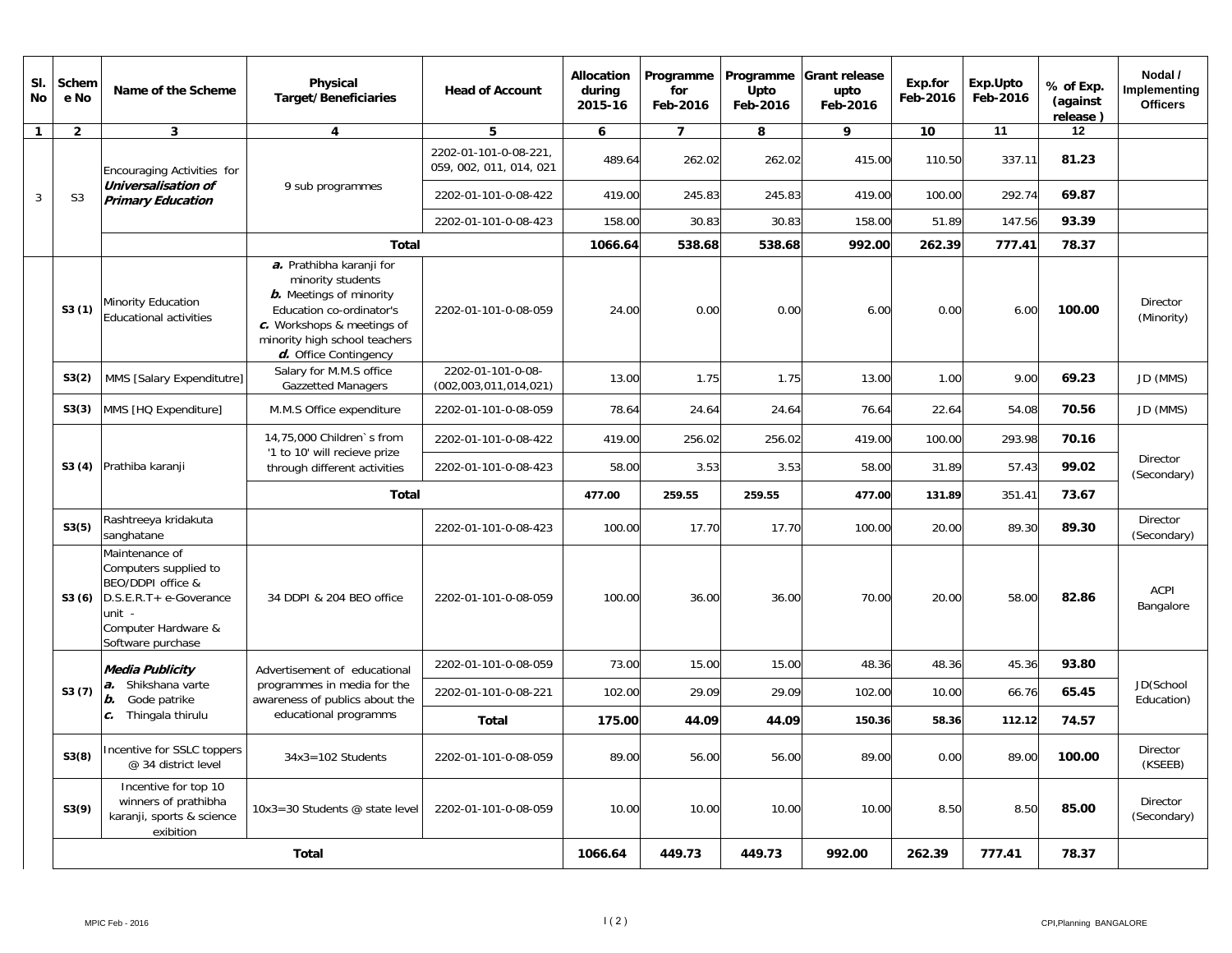| Sl. No | Scheme No | Name of the Scheme | Physical Target/Beneficiaries | Head of Account | Allocation during 2015-16 | Programme for Feb-2016 | Programme Upto Feb-2016 | Grant release upto Feb-2016 | Exp.for Feb-2016 | Exp.Upto Feb-2016 | % of Exp. (against release ) | Nodal / Implementing Officers |
|---|---|---|---|---|---|---|---|---|---|---|---|---|
| 1 | 2 | 3 | 4 | 5 | 6 | 7 | 8 | 9 | 10 | 11 | 12 | |
| 3 | S3 | Encouraging Activities for ***Universalisation of Primary Education*** | 9 sub programmes | 2202-01-101-0-08-221, 059, 002, 011, 014, 021 | 489.64 | 262.02 | 262.02 | 415.00 | 110.50 | 337.11 | **81.23** | |
| | | | | 2202-01-101-0-08-422 | 419.00 | 245.83 | 245.83 | 419.00 | 100.00 | 292.74 | **69.87** | |
| | | | | 2202-01-101-0-08-423 | 158.00 | 30.83 | 30.83 | 158.00 | 51.89 | 147.56 | **93.39** | |
| | | | **Total** | | **1066.64** | **538.68** | **538.68** | **992.00** | **262.39** | **777.41** | **78.37** | |
| | **S3 (1)** | Minority Education Educational activities | ***a.*** Prathibha karanji for minority students ***b.*** Meetings of minority Education co-ordinator's ***c.*** Workshops & meetings of minority high school teachers ***d.*** Office Contingency | 2202-01-101-0-08-059 | 24.00 | 0.00 | 0.00 | 6.00 | 0.00 | 6.00 | **100.00** | Director (Minority) |
| | **S3(2)** | MMS [Salary Expenditutre] | Salary for M.M.S office Gazzetted Managers | 2202-01-101-0-08-(002,003,011,014,021) | 13.00 | 1.75 | 1.75 | 13.00 | 1.00 | 9.00 | **69.23** | JD (MMS) |
| | **S3(3)** | MMS [HQ Expenditure] | M.M.S Office expenditure | 2202-01-101-0-08-059 | 78.64 | 24.64 | 24.64 | 76.64 | 22.64 | 54.08 | **70.56** | JD (MMS) |
| | **S3 (4)** | Prathiba karanji | 14,75,000 Children`s from '1 to 10' will recieve prize through different activities | 2202-01-101-0-08-422 | 419.00 | 256.02 | 256.02 | 419.00 | 100.00 | 293.98 | **70.16** | Director (Secondary) |
| | | | | 2202-01-101-0-08-423 | 58.00 | 3.53 | 3.53 | 58.00 | 31.89 | 57.43 | **99.02** | |
| | | | **Total** | | **477.00** | **259.55** | **259.55** | **477.00** | **131.89** | 351.41 | **73.67** | |
| | **S3(5)** | Rashtreeya kridakuta sanghatane | | 2202-01-101-0-08-423 | 100.00 | 17.70 | 17.70 | 100.00 | 20.00 | 89.30 | **89.30** | Director (Secondary) |
| | **S3 (6)** | Maintenance of Computers supplied to BEO/DDPI office & D.S.E.R.T+ e-Goverance unit - Computer Hardware & Software purchase | 34 DDPI & 204 BEO office | 2202-01-101-0-08-059 | 100.00 | 36.00 | 36.00 | 70.00 | 20.00 | 58.00 | **82.86** | ACPI Bangalore |
| | **S3 (7)** | ***Media Publicity*** ***a.*** Shikshana varte ***b.*** Gode patrike ***c.*** Thingala thirulu | Advertisement of educational programmes in media for the awareness of publics about the educational programms | 2202-01-101-0-08-059 | 73.00 | 15.00 | 15.00 | 48.36 | 48.36 | 45.36 | **93.80** | JD(School Education) |
| | | | | 2202-01-101-0-08-221 | 102.00 | 29.09 | 29.09 | 102.00 | 10.00 | 66.76 | **65.45** | |
| | | | | **Total** | **175.00** | **44.09** | **44.09** | **150.36** | **58.36** | **112.12** | **74.57** | |
| | **S3(8)** | Incentive for SSLC toppers @ 34 district level | 34x3=102 Students | 2202-01-101-0-08-059 | 89.00 | 56.00 | 56.00 | 89.00 | 0.00 | 89.00 | **100.00** | Director (KSEEB) |
| | **S3(9)** | Incentive for top 10 winners of prathibha karanji, sports & science exibition | 10x3=30 Students @ state level | 2202-01-101-0-08-059 | 10.00 | 10.00 | 10.00 | 10.00 | 8.50 | 8.50 | **85.00** | Director (Secondary) |
| | **Total** | | | | **1066.64** | **449.73** | **449.73** | **992.00** | **262.39** | **777.41** | **78.37** | |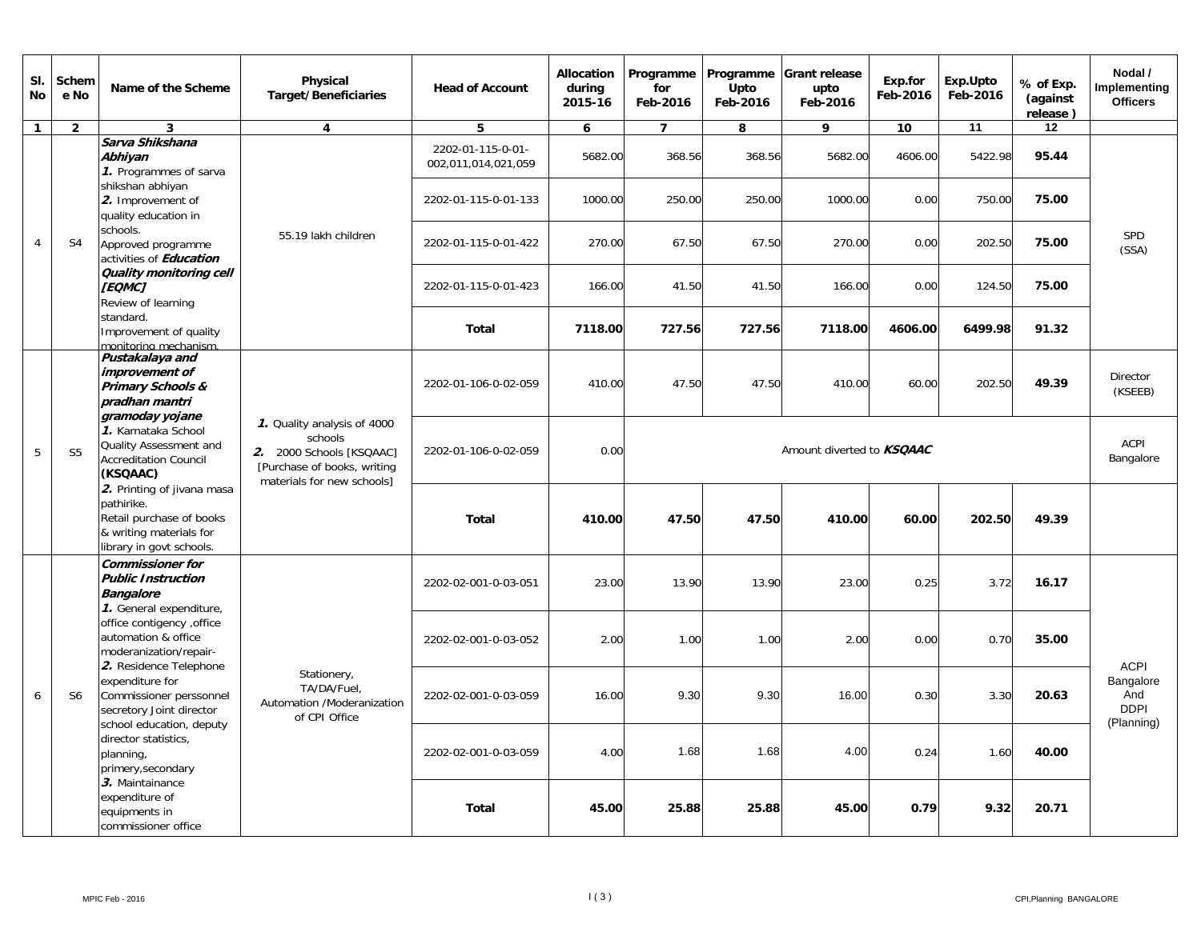| Sl. No | Scheme No | Name of the Scheme | Physical Target/Beneficiaries | Head of Account | Allocation during 2015-16 | Programme for Feb-2016 | Programme Upto Feb-2016 | Grant release upto Feb-2016 | Exp.for Feb-2016 | Exp.Upto Feb-2016 | % of Exp. (against release) | Nodal / Implementing Officers |
|---|---|---|---|---|---|---|---|---|---|---|---|---|
| 1 | 2 | 3 | 4 | 5 | 6 | 7 | 8 | 9 | 10 | 11 | 12 | |
| 4 | S4 | ***Sarva Shikshana Abhiyan*** ***1.*** Programmes of sarva shikshan abhiyan ***2.*** Improvement of quality education in schools. Approved programme activities of ***Education Quality monitoring cell [EQMC]*** Review of learning standard. Improvement of quality monitoring mechanism. | 55.19 lakh children | 2202-01-115-0-01-002,011,014,021,059 | 5682.00 | 368.56 | 368.56 | 5682.00 | 4606.00 | 5422.98 | **95.44** | SPD (SSA) |
| | | | | 2202-01-115-0-01-133 | 1000.00 | 250.00 | 250.00 | 1000.00 | 0.00 | 750.00 | **75.00** | |
| | | | | 2202-01-115-0-01-422 | 270.00 | 67.50 | 67.50 | 270.00 | 0.00 | 202.50 | **75.00** | |
| | | | | 2202-01-115-0-01-423 | 166.00 | 41.50 | 41.50 | 166.00 | 0.00 | 124.50 | **75.00** | |
| | | | | **Total** | **7118.00** | **727.56** | **727.56** | **7118.00** | **4606.00** | **6499.98** | **91.32** | |
| 5 | S5 | ***Pustakalaya and improvement of Primary Schools & pradhan mantri gramoday yojane*** ***1.*** Karnataka School Quality Assessment and Accreditation Council **(KSQAAC)** ***2.*** Printing of jivana masa pathirike. Retail purchase of books & writing materials for library in govt schools. | ***1.*** Quality analysis of 4000 schools ***2.*** 2000 Schools [KSQAAC] [Purchase of books, writing materials for new schools] | 2202-01-106-0-02-059 | 410.00 | 47.50 | 47.50 | 410.00 | 60.00 | 202.50 | **49.39** | Director (KSEEB) |
| | | | | 2202-01-106-0-02-059 | 0.00 | Amount diverted to ***KSQAAC*** | | | | | | ACPI Bangalore |
| | | | | **Total** | **410.00** | **47.50** | **47.50** | **410.00** | **60.00** | **202.50** | **49.39** | |
| 6 | S6 | ***Commissioner for Public Instruction Bangalore*** ***1.*** General expenditure, office contigency ,office automation & office moderanization/repair- ***2.*** Residence Telephone expenditure for Commissioner perssonnel secretory Joint director school education, deputy director statistics, planning, primery,secondary ***3.*** Maintainance expenditure of equipments in commissioner office | Stationery, TA/DA/Fuel, Automation /Moderanization of CPI Office | 2202-02-001-0-03-051 | 23.00 | 13.90 | 13.90 | 23.00 | 0.25 | 3.72 | **16.17** | ACPI Bangalore And DDPI (Planning) |
| | | | | 2202-02-001-0-03-052 | 2.00 | 1.00 | 1.00 | 2.00 | 0.00 | 0.70 | **35.00** | |
| | | | | 2202-02-001-0-03-059 | 16.00 | 9.30 | 9.30 | 16.00 | 0.30 | 3.30 | **20.63** | |
| | | | | 2202-02-001-0-03-059 | 4.00 | 1.68 | 1.68 | 4.00 | 0.24 | 1.60 | **40.00** | |
| | | | | **Total** | **45.00** | **25.88** | **25.88** | **45.00** | **0.79** | **9.32** | **20.71** | |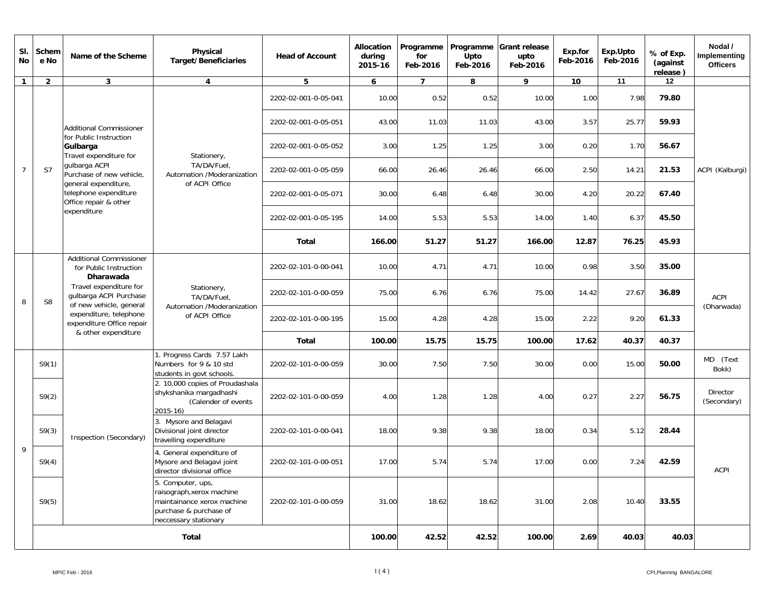| Sl. No | Scheme No | Name of the Scheme | Physical Target/Beneficiaries | Head of Account | Allocation during 2015-16 | Programme for Feb-2016 | Programme Upto Feb-2016 | Grant release upto Feb-2016 | Exp.for Feb-2016 | Exp.Upto Feb-2016 | % of Exp. (against release ) | Nodal / Implementing Officers |
|---|---|---|---|---|---|---|---|---|---|---|---|---|
| 1 | 2 | 3 | 4 | 5 | 6 | 7 | 8 | 9 | 10 | 11 | 12 | |
| 7 | S7 | Additional Commissioner for Public Instruction **Gulbarga** Travel expenditure for gulbarga ACPI Purchase of new vehicle, general expenditure, telephone expenditure Office repair & other expenditure | Stationery, TA/DA/Fuel, Automation /Moderanization of ACPI Office | 2202-02-001-0-05-041 | 10.00 | 0.52 | 0.52 | 10.00 | 1.00 | 7.98 | **79.80** | ACPI (Kalburgi) |
| | | | | 2202-02-001-0-05-051 | 43.00 | 11.03 | 11.03 | 43.00 | 3.57 | 25.77 | **59.93** | |
| | | | | 2202-02-001-0-05-052 | 3.00 | 1.25 | 1.25 | 3.00 | 0.20 | 1.70 | **56.67** | |
| | | | | 2202-02-001-0-05-059 | 66.00 | 26.46 | 26.46 | 66.00 | 2.50 | 14.21 | **21.53** | |
| | | | | 2202-02-001-0-05-071 | 30.00 | 6.48 | 6.48 | 30.00 | 4.20 | 20.22 | **67.40** | |
| | | | | 2202-02-001-0-05-195 | 14.00 | 5.53 | 5.53 | 14.00 | 1.40 | 6.37 | **45.50** | |
| | | | | **Total** | **166.00** | **51.27** | **51.27** | **166.00** | **12.87** | **76.25** | **45.93** | |
| 8 | S8 | Additional Commissioner for Public Instruction **Dharawada** Travel expenditure for gulbarga ACPI Purchase of new vehicle, general expenditure, telephone expenditure Office repair & other expenditure | Stationery, TA/DA/Fuel, Automation /Moderanization of ACPI Office | 2202-02-101-0-00-041 | 10.00 | 4.71 | 4.71 | 10.00 | 0.98 | 3.50 | **35.00** | ACPI (Dharwada) |
| | | | | 2202-02-101-0-00-059 | 75.00 | 6.76 | 6.76 | 75.00 | 14.42 | 27.67 | **36.89** | |
| | | | | 2202-02-101-0-00-195 | 15.00 | 4.28 | 4.28 | 15.00 | 2.22 | 9.20 | **61.33** | |
| | | | | **Total** | **100.00** | **15.75** | **15.75** | **100.00** | **17.62** | **40.37** | **40.37** | |
| 9 | S9(1) | Inspection (Secondary) | 1. Progress Cards 7.57 Lakh Numbers for 9 & 10 std students in govt schools. | 2202-02-101-0-00-059 | 30.00 | 7.50 | 7.50 | 30.00 | 0.00 | 15.00 | **50.00** | MD (Text Bokk) |
| | S9(2) | | 2. 10,000 copies of Proudashala shykshanika margadhashi (Calender of events 2015-16) | 2202-02-101-0-00-059 | 4.00 | 1.28 | 1.28 | 4.00 | 0.27 | 2.27 | **56.75** | Director (Secondary) |
| | S9(3) | | 3. Mysore and Belagavi Divisional joint director travelling expenditure | 2202-02-101-0-00-041 | 18.00 | 9.38 | 9.38 | 18.00 | 0.34 | 5.12 | **28.44** | ACPI |
| | S9(4) | | 4. General expenditure of Mysore and Belagavi joint director divisional office | 2202-02-101-0-00-051 | 17.00 | 5.74 | 5.74 | 17.00 | 0.00 | 7.24 | **42.59** | |
| | S9(5) | | 5. Computer, ups, raisograph,xerox machine maintainance xerox machine purchase & purchase of neccessary stationary | 2202-02-101-0-00-059 | 31.00 | 18.62 | 18.62 | 31.00 | 2.08 | 10.40 | **33.55** | |
| | | **Total** | | | **100.00** | **42.52** | **42.52** | **100.00** | **2.69** | **40.03** | **40.03** | |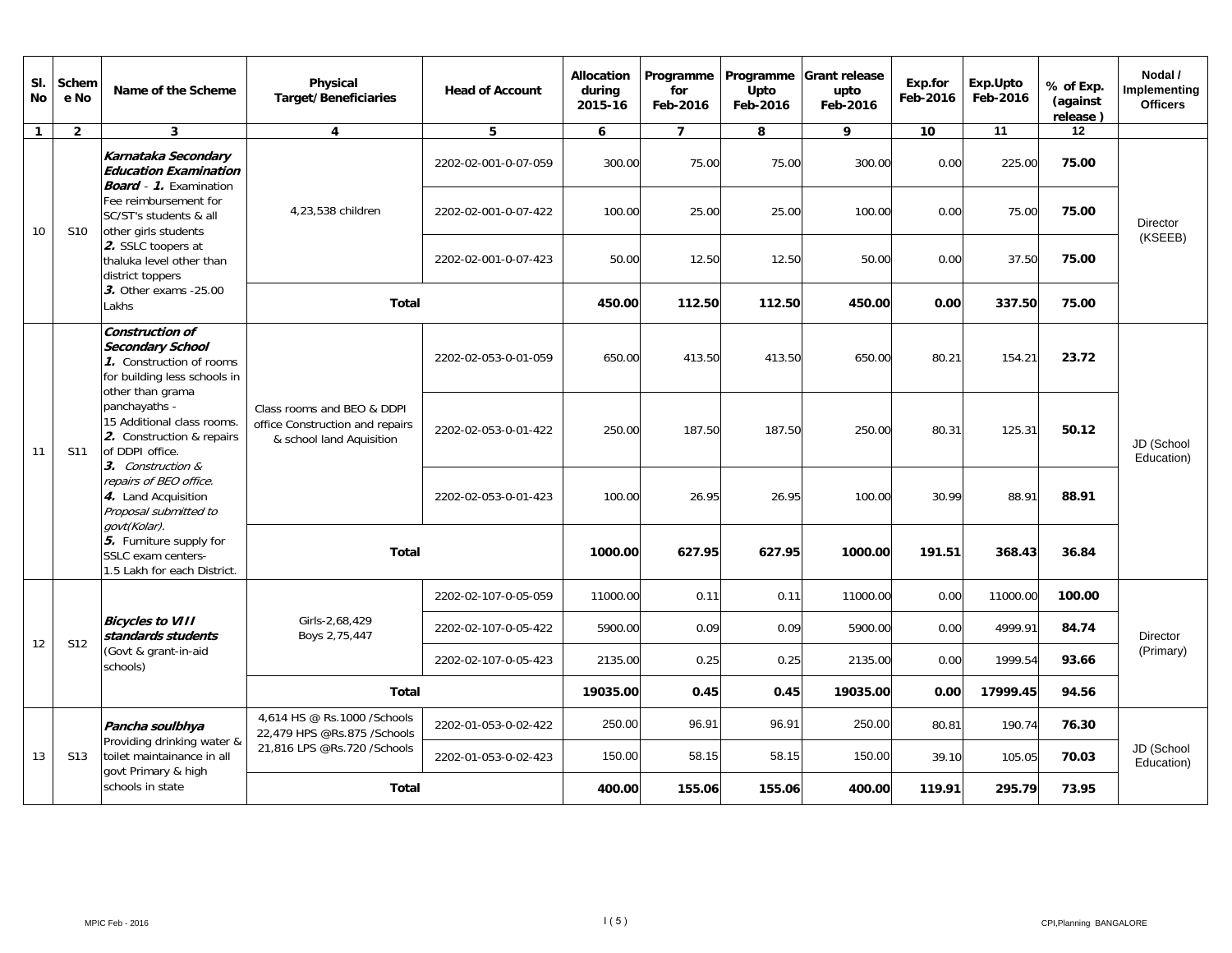| Sl. No | Scheme No | Name of the Scheme | Physical Target/Beneficiaries | Head of Account | Allocation during 2015-16 | Programme for Feb-2016 | Programme Upto Feb-2016 | Grant release upto Feb-2016 | Exp.for Feb-2016 | Exp.Upto Feb-2016 | % of Exp. (against release ) | Nodal / Implementing Officers |
|---|---|---|---|---|---|---|---|---|---|---|---|---|
| 1 | 2 | 3 | 4 | 5 | 6 | 7 | 8 | 9 | 10 | 11 | 12 | |
| 10 | S10 | ***Karnataka Secondary Education Examination Board*** - ***1.*** Examination Fee reimbursement for SC/ST's students & all other girls students ***2.*** SSLC toopers at thaluka level other than district toppers ***3.*** Other exams -25.00 Lakhs | 4,23,538 children | 2202-02-001-0-07-059 | 300.00 | 75.00 | 75.00 | 300.00 | 0.00 | 225.00 | **75.00** | Director (KSEEB) |
| | | | | 2202-02-001-0-07-422 | 100.00 | 25.00 | 25.00 | 100.00 | 0.00 | 75.00 | **75.00** | |
| | | | | 2202-02-001-0-07-423 | 50.00 | 12.50 | 12.50 | 50.00 | 0.00 | 37.50 | **75.00** | |
| | | | **Total** | | **450.00** | **112.50** | **112.50** | **450.00** | **0.00** | **337.50** | **75.00** | |
| 11 | S11 | ***Construction of Secondary School*** ***1.*** Construction of rooms for building less schools in other than grama panchayaths - 15 Additional class rooms. ***2.*** Construction & repairs of DDPI office. ***3.*** *Construction & repairs of BEO office.* ***4.*** *Land Acquisition Proposal submitted to govt(Kolar).* ***5.*** Furniture supply for SSLC exam centers- 1.5 Lakh for each District. | Class rooms and BEO & DDPI office Construction and repairs & school land Aquisition | 2202-02-053-0-01-059 | 650.00 | 413.50 | 413.50 | 650.00 | 80.21 | 154.21 | **23.72** | JD (School Education) |
| | | | | 2202-02-053-0-01-422 | 250.00 | 187.50 | 187.50 | 250.00 | 80.31 | 125.31 | **50.12** | |
| | | | | 2202-02-053-0-01-423 | 100.00 | 26.95 | 26.95 | 100.00 | 30.99 | 88.91 | **88.91** | |
| | | | **Total** | | **1000.00** | **627.95** | **627.95** | **1000.00** | **191.51** | **368.43** | **36.84** | |
| 12 | S12 | ***Bicycles to VIII standards students*** (Govt & grant-in-aid schools) | Girls-2,68,429 Boys 2,75,447 | 2202-02-107-0-05-059 | 11000.00 | 0.11 | 0.11 | 11000.00 | 0.00 | 11000.00 | **100.00** | Director (Primary) |
| | | | | 2202-02-107-0-05-422 | 5900.00 | 0.09 | 0.09 | 5900.00 | 0.00 | 4999.91 | **84.74** | |
| | | | | 2202-02-107-0-05-423 | 2135.00 | 0.25 | 0.25 | 2135.00 | 0.00 | 1999.54 | **93.66** | |
| | | | **Total** | | **19035.00** | **0.45** | **0.45** | **19035.00** | **0.00** | **17999.45** | **94.56** | |
| 13 | S13 | ***Pancha soulbhya*** Providing drinking water & toilet maintainance in all govt Primary & high schools in state | 4,614 HS @ Rs.1000 /Schools 22,479 HPS @Rs.875 /Schools 21,816 LPS @Rs.720 /Schools | 2202-01-053-0-02-422 | 250.00 | 96.91 | 96.91 | 250.00 | 80.81 | 190.74 | **76.30** | JD (School Education) |
| | | | | 2202-01-053-0-02-423 | 150.00 | 58.15 | 58.15 | 150.00 | 39.10 | 105.05 | **70.03** | |
| | | | **Total** | | **400.00** | **155.06** | **155.06** | **400.00** | **119.91** | **295.79** | **73.95** | |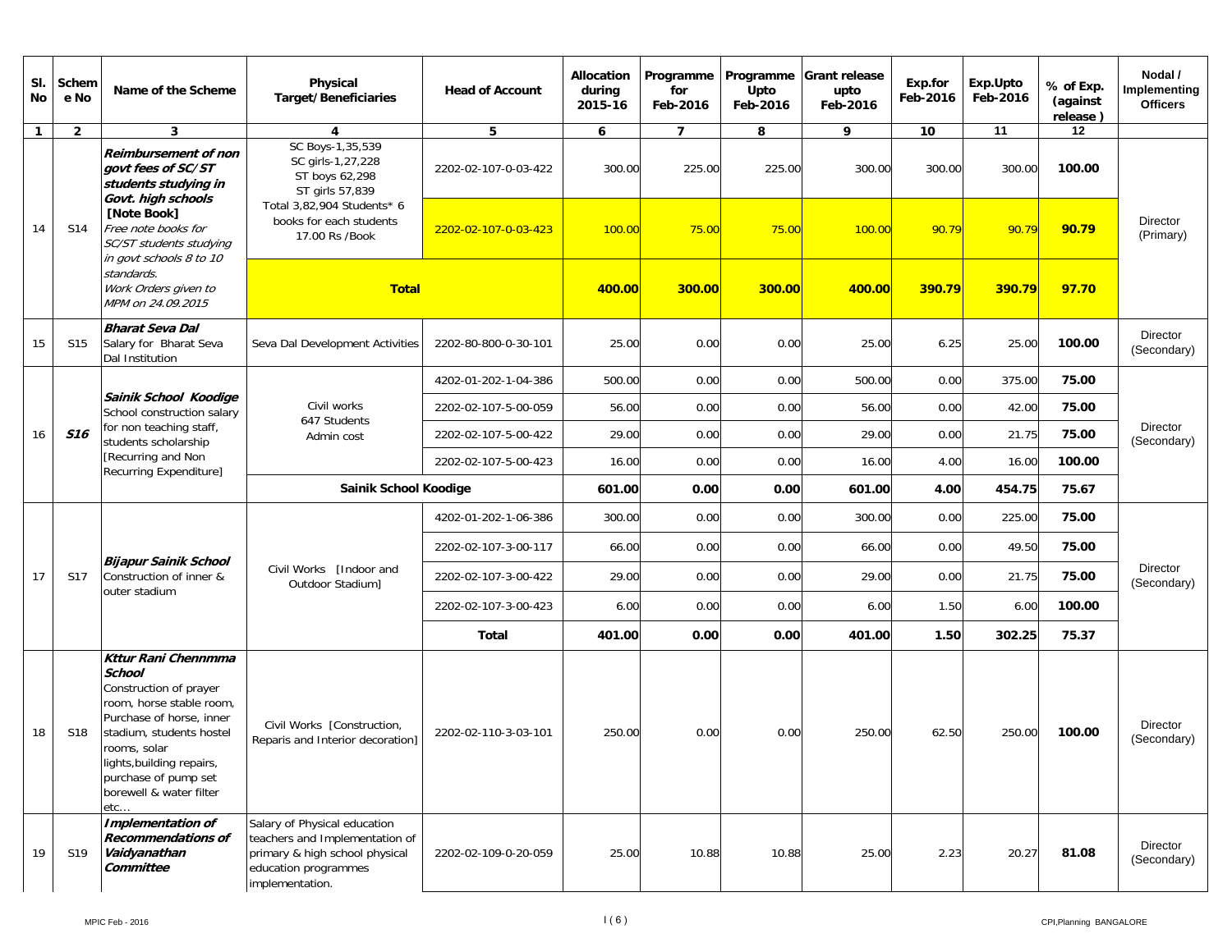| Sl. No | Scheme No | Name of the Scheme | Physical Target/Beneficiaries | Head of Account | Allocation during 2015-16 | Programme for Feb-2016 | Programme Upto Feb-2016 | Grant release upto Feb-2016 | Exp.for Feb-2016 | Exp.Upto Feb-2016 | % of Exp. (against release ) | Nodal / Implementing Officers |
|---|---|---|---|---|---|---|---|---|---|---|---|---|
| 1 | 2 | 3 | 4 | 5 | 6 | 7 | 8 | 9 | 10 | 11 | 12 | |
| 14 | S14 | ***Reimbursement of non govt fees of SC/ST students studying in Govt. high schools*** **[Note Book]** *Free note books for SC/ST students studying in govt schools 8 to 10 standards. Work Orders given to MPM on 24.09.2015* | SC Boys-1,35,539 SC girls-1,27,228 ST boys 62,298 ST girls 57,839 | 2202-02-107-0-03-422 | 300.00 | 225.00 | 225.00 | 300.00 | 300.00 | 300.00 | **100.00** | Director (Primary) |
| | | | Total 3,82,904 Students* 6 books for each students 17.00 Rs /Book | 2202-02-107-0-03-423 | 100.00 | 75.00 | 75.00 | 100.00 | 90.79 | 90.79 | **90.79** | |
| | | | **Total** | | **400.00** | **300.00** | **300.00** | **400.00** | **390.79** | **390.79** | **97.70** | |
| 15 | S15 | ***Bharat Seva Dal*** Salary for Bharat Seva Dal Institution | Seva Dal Development Activities | 2202-80-800-0-30-101 | 25.00 | 0.00 | 0.00 | 25.00 | 6.25 | 25.00 | **100.00** | Director (Secondary) |
| 16 | ***S16*** | ***Sainik School Koodige*** School construction salary for non teaching staff, students scholarship [Recurring and Non Recurring Expenditure] | Civil works 647 Students Admin cost | 4202-01-202-1-04-386 | 500.00 | 0.00 | 0.00 | 500.00 | 0.00 | 375.00 | **75.00** | Director (Secondary) |
| | | | | 2202-02-107-5-00-059 | 56.00 | 0.00 | 0.00 | 56.00 | 0.00 | 42.00 | **75.00** | |
| | | | | 2202-02-107-5-00-422 | 29.00 | 0.00 | 0.00 | 29.00 | 0.00 | 21.75 | **75.00** | |
| | | | | 2202-02-107-5-00-423 | 16.00 | 0.00 | 0.00 | 16.00 | 4.00 | 16.00 | **100.00** | |
| | | | **Sainik School Koodige** | | **601.00** | **0.00** | **0.00** | **601.00** | **4.00** | **454.75** | **75.67** | |
| 17 | S17 | ***Bijapur Sainik School*** Construction of inner & outer stadium | Civil Works [Indoor and Outdoor Stadium] | 4202-01-202-1-06-386 | 300.00 | 0.00 | 0.00 | 300.00 | 0.00 | 225.00 | **75.00** | Director (Secondary) |
| | | | | 2202-02-107-3-00-117 | 66.00 | 0.00 | 0.00 | 66.00 | 0.00 | 49.50 | **75.00** | |
| | | | | 2202-02-107-3-00-422 | 29.00 | 0.00 | 0.00 | 29.00 | 0.00 | 21.75 | **75.00** | |
| | | | | 2202-02-107-3-00-423 | 6.00 | 0.00 | 0.00 | 6.00 | 1.50 | 6.00 | **100.00** | |
| | | | | **Total** | **401.00** | **0.00** | **0.00** | **401.00** | **1.50** | **302.25** | **75.37** | |
| 18 | S18 | ***Kttur Rani Chennmma School*** Construction of prayer room, horse stable room, Purchase of horse, inner stadium, students hostel rooms, solar lights,building repairs, purchase of pump set borewell & water filter etc… | Civil Works [Construction, Reparis and Interior decoration] | 2202-02-110-3-03-101 | 250.00 | 0.00 | 0.00 | 250.00 | 62.50 | 250.00 | **100.00** | Director (Secondary) |
| 19 | S19 | ***Implementation of Recommendations of Vaidyanathan Committee*** | Salary of Physical education teachers and Implementation of primary & high school physical education programmes implementation. | 2202-02-109-0-20-059 | 25.00 | 10.88 | 10.88 | 25.00 | 2.23 | 20.27 | **81.08** | Director (Secondary) |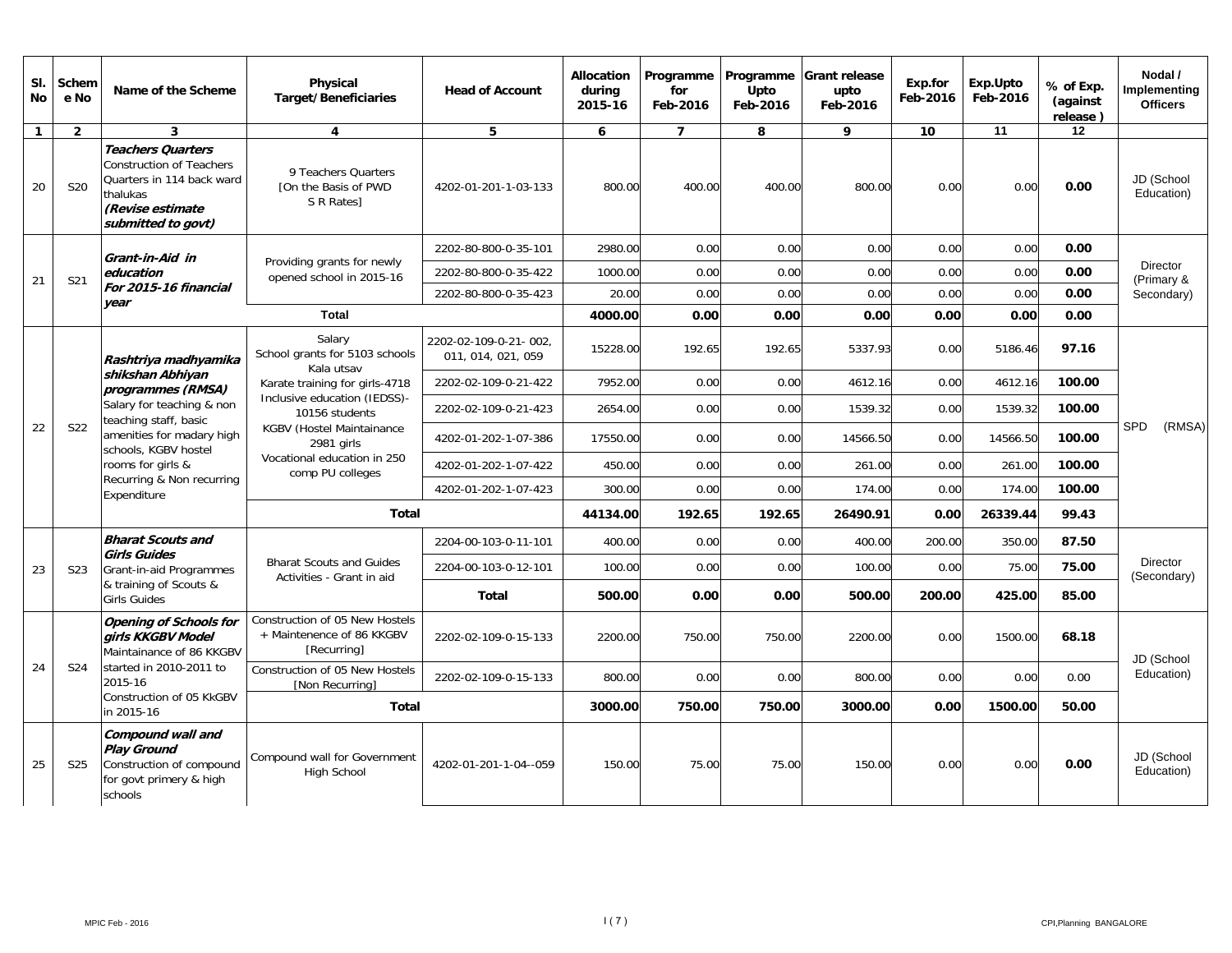| Sl. No | Scheme No | Name of the Scheme | Physical Target/Beneficiaries | Head of Account | Allocation during 2015-16 | Programme for Feb-2016 | Programme Upto Feb-2016 | Grant release upto Feb-2016 | Exp.for Feb-2016 | Exp.Upto Feb-2016 | % of Exp. (against release ) | Nodal / Implementing Officers |
|---|---|---|---|---|---|---|---|---|---|---|---|---|
| 1 | 2 | 3 | 4 | 5 | 6 | 7 | 8 | 9 | 10 | 11 | 12 | |
| 20 | S20 | ***Teachers Quarters*** Construction of Teachers Quarters in 114 back ward thalukas ***(Revise estimate submitted to govt)*** | 9 Teachers Quarters [On the Basis of PWD S R Rates] | 4202-01-201-1-03-133 | 800.00 | 400.00 | 400.00 | 800.00 | 0.00 | 0.00 | **0.00** | JD (School Education) |
| 21 | S21 | ***Grant-in-Aid in education For 2015-16 financial year*** | Providing grants for newly opened school in 2015-16 | 2202-80-800-0-35-101 | 2980.00 | 0.00 | 0.00 | 0.00 | 0.00 | 0.00 | **0.00** | Director (Primary & Secondary) |
| | | | | 2202-80-800-0-35-422 | 1000.00 | 0.00 | 0.00 | 0.00 | 0.00 | 0.00 | **0.00** | |
| | | | | 2202-80-800-0-35-423 | 20.00 | 0.00 | 0.00 | 0.00 | 0.00 | 0.00 | **0.00** | |
| | | | **Total** | | **4000.00** | **0.00** | **0.00** | **0.00** | **0.00** | **0.00** | **0.00** | |
| 22 | S22 | ***Rashtriya madhyamika shikshan Abhiyan programmes (RMSA)*** Salary for teaching & non teaching staff, basic amenities for madary high schools, KGBV hostel rooms for girls & Recurring & Non recurring Expenditure | Salary School grants for 5103 schools Kala utsav Karate training for girls-4718 Inclusive education (IEDSS)- 10156 students KGBV (Hostel Maintainance 2981 girls Vocational education in 250 comp PU colleges | 2202-02-109-0-21- 002, 011, 014, 021, 059 | 15228.00 | 192.65 | 192.65 | 5337.93 | 0.00 | 5186.46 | **97.16** | SPD (RMSA) |
| | | | | 2202-02-109-0-21-422 | 7952.00 | 0.00 | 0.00 | 4612.16 | 0.00 | 4612.16 | **100.00** | |
| | | | | 2202-02-109-0-21-423 | 2654.00 | 0.00 | 0.00 | 1539.32 | 0.00 | 1539.32 | **100.00** | |
| | | | | 4202-01-202-1-07-386 | 17550.00 | 0.00 | 0.00 | 14566.50 | 0.00 | 14566.50 | **100.00** | |
| | | | | 4202-01-202-1-07-422 | 450.00 | 0.00 | 0.00 | 261.00 | 0.00 | 261.00 | **100.00** | |
| | | | | 4202-01-202-1-07-423 | 300.00 | 0.00 | 0.00 | 174.00 | 0.00 | 174.00 | **100.00** | |
| | | | **Total** | | **44134.00** | **192.65** | **192.65** | **26490.91** | **0.00** | **26339.44** | **99.43** | |
| 23 | S23 | ***Bharat Scouts and Girls Guides*** Grant-in-aid Programmes & training of Scouts & Girls Guides | Bharat Scouts and Guides Activities - Grant in aid | 2204-00-103-0-11-101 | 400.00 | 0.00 | 0.00 | 400.00 | 200.00 | 350.00 | **87.50** | Director (Secondary) |
| | | | | 2204-00-103-0-12-101 | 100.00 | 0.00 | 0.00 | 100.00 | 0.00 | 75.00 | **75.00** | |
| | | | | **Total** | **500.00** | **0.00** | **0.00** | **500.00** | **200.00** | **425.00** | **85.00** | |
| 24 | S24 | ***Opening of Schools for girls KKGBV Model*** Maintainance of 86 KKGBV started in 2010-2011 to 2015-16 Construction of 05 KkGBV in 2015-16 | Construction of 05 New Hostels + Maintenence of 86 KKGBV [Recurring] | 2202-02-109-0-15-133 | 2200.00 | 750.00 | 750.00 | 2200.00 | 0.00 | 1500.00 | **68.18** | JD (School Education) |
| | | | Construction of 05 New Hostels [Non Recurring] | 2202-02-109-0-15-133 | 800.00 | 0.00 | 0.00 | 800.00 | 0.00 | 0.00 | 0.00 | |
| | | | **Total** | | **3000.00** | **750.00** | **750.00** | **3000.00** | **0.00** | **1500.00** | **50.00** | |
| 25 | S25 | ***Compound wall and Play Ground*** Construction of compound for govt primery & high schools | Compound wall for Government High School | 4202-01-201-1-04--059 | 150.00 | 75.00 | 75.00 | 150.00 | 0.00 | 0.00 | **0.00** | JD (School Education) |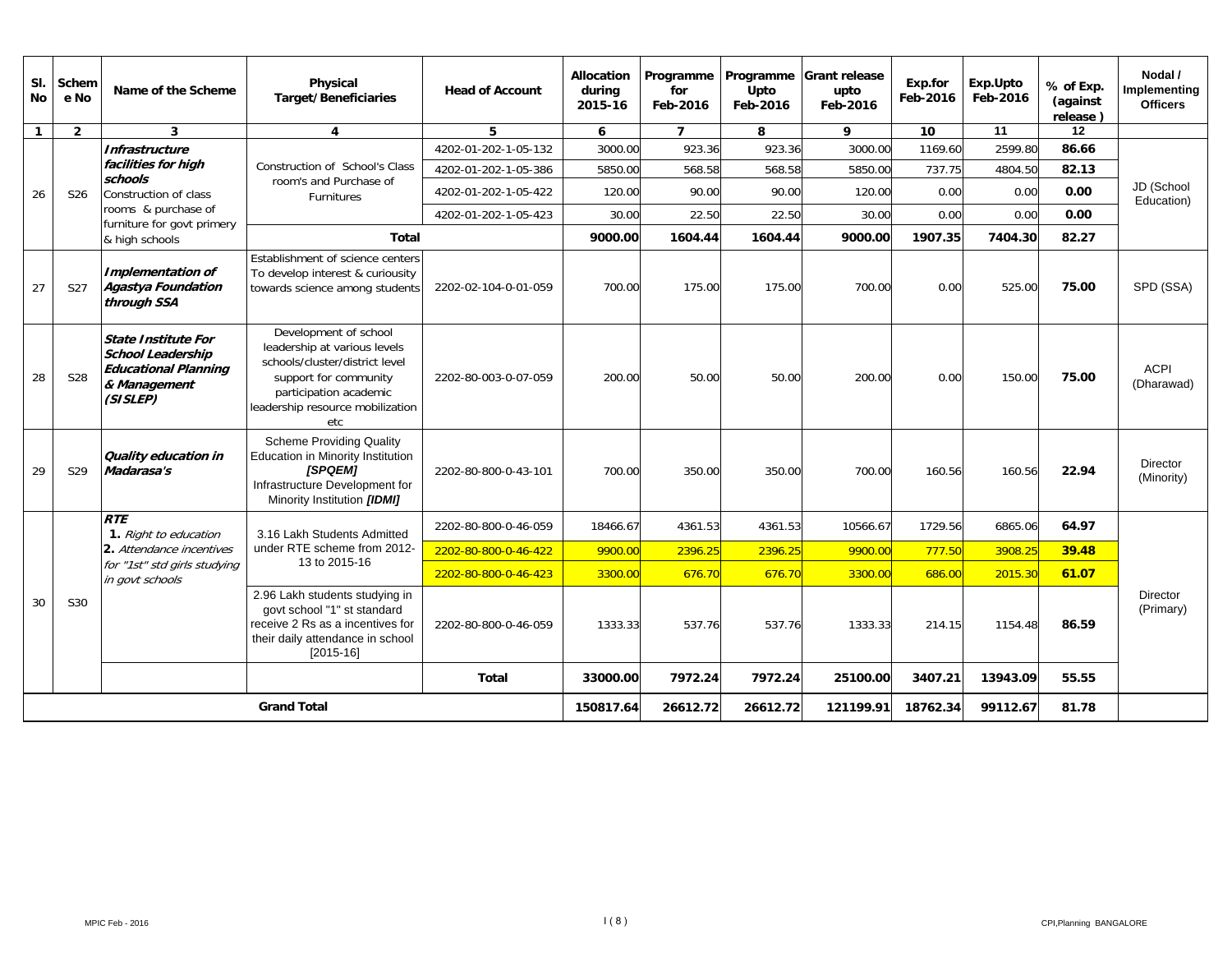| Sl. No | Scheme No | Name of the Scheme | Physical Target/Beneficiaries | Head of Account | Allocation during 2015-16 | Programme for Feb-2016 | Programme Upto Feb-2016 | Grant release upto Feb-2016 | Exp.for Feb-2016 | Exp.Upto Feb-2016 | % of Exp. (against release ) | Nodal / Implementing Officers |
|---|---|---|---|---|---|---|---|---|---|---|---|---|
| 1 | 2 | 3 | 4 | 5 | 6 | 7 | 8 | 9 | 10 | 11 | 12 | |
| 26 | S26 | ***Infrastructure facilities for high schools*** Construction of class rooms & purchase of furniture for govt primery & high schools | Construction of School's Class room's and Purchase of Furnitures | 4202-01-202-1-05-132 | 3000.00 | 923.36 | 923.36 | 3000.00 | 1169.60 | 2599.80 | **86.66** | JD (School Education) |
| | | | | 4202-01-202-1-05-386 | 5850.00 | 568.58 | 568.58 | 5850.00 | 737.75 | 4804.50 | **82.13** | |
| | | | | 4202-01-202-1-05-422 | 120.00 | 90.00 | 90.00 | 120.00 | 0.00 | 0.00 | **0.00** | |
| | | | | 4202-01-202-1-05-423 | 30.00 | 22.50 | 22.50 | 30.00 | 0.00 | 0.00 | **0.00** | |
| | | | **Total** | | **9000.00** | **1604.44** | **1604.44** | **9000.00** | **1907.35** | **7404.30** | **82.27** | |
| 27 | S27 | ***Implementation of Agastya Foundation through SSA*** | Establishment of science centers To develop interest & curiousity towards science among students | 2202-02-104-0-01-059 | 700.00 | 175.00 | 175.00 | 700.00 | 0.00 | 525.00 | **75.00** | SPD (SSA) |
| 28 | S28 | ***State Institute For School Leadership Educational Planning & Management (SISLEP)*** | Development of school leadership at various levels schools/cluster/district level support for community participation academic leadership resource mobilization etc | 2202-80-003-0-07-059 | 200.00 | 50.00 | 50.00 | 200.00 | 0.00 | 150.00 | **75.00** | ACPI (Dharawad) |
| 29 | S29 | ***Quality education in Madarasa's*** | Scheme Providing Quality Education in Minority Institution ***[SPQEM]*** Infrastructure Development for Minority Institution ***[IDMI]*** | 2202-80-800-0-43-101 | 700.00 | 350.00 | 350.00 | 700.00 | 160.56 | 160.56 | **22.94** | Director (Minority) |
| 30 | S30 | ***RTE*** **1.** *Right to education* **2.** *Attendance incentives for "1st" std girls studying in govt schools* | 3.16 Lakh Students Admitted under RTE scheme from 2012-13 to 2015-16 | 2202-80-800-0-46-059 | 18466.67 | 4361.53 | 4361.53 | 10566.67 | 1729.56 | 6865.06 | **64.97** | Director (Primary) |
| | | | | 2202-80-800-0-46-422 | 9900.00 | 2396.25 | 2396.25 | 9900.00 | 777.50 | 3908.25 | **39.48** | |
| | | | | 2202-80-800-0-46-423 | 3300.00 | 676.70 | 676.70 | 3300.00 | 686.00 | 2015.30 | **61.07** | |
| | | | 2.96 Lakh students studying in govt school "1" st standard receive 2 Rs as a incentives for their daily attendance in school [2015-16] | 2202-80-800-0-46-059 | 1333.33 | 537.76 | 537.76 | 1333.33 | 214.15 | 1154.48 | **86.59** | |
| | | | | **Total** | **33000.00** | **7972.24** | **7972.24** | **25100.00** | **3407.21** | **13943.09** | **55.55** | |
| **Grand Total** | | | | | **150817.64** | **26612.72** | **26612.72** | **121199.91** | **18762.34** | **99112.67** | **81.78** | |

MPIC Feb - 2016

CPI,Planning BANGALORE